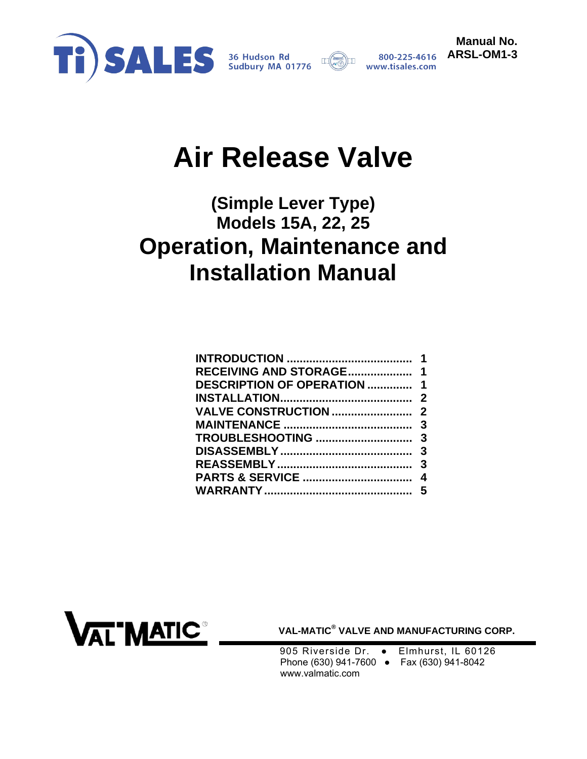Ti SALES 36 Hudson Rd Sudbury MA 01776 800-225-4616 www.tisales.com

**Manual No. ARSL-OM1-3**

# Air Release Valve

## (Simple Lever Type)
## Models 15A, 22, 25

# Operation, Maintenance and Installation Manual

| | |
|---|---|
| **INTRODUCTION** | **1** |
| **RECEIVING AND STORAGE** | **1** |
| **DESCRIPTION OF OPERATION** | **1** |
| **INSTALLATION** | **2** |
| **VALVE CONSTRUCTION** | **2** |
| **MAINTENANCE** | **3** |
| **TROUBLESHOOTING** | **3** |
| **DISASSEMBLY** | **3** |
| **REASSEMBLY** | **3** |
| **PARTS & SERVICE** | **4** |
| **WARRANTY** | **5** |

VAL-MATIC

**VAL-MATIC® VALVE AND MANUFACTURING CORP.**

905 Riverside Dr. ● Elmhurst, IL 60126
Phone (630) 941-7600 ● Fax (630) 941-8042
www.valmatic.com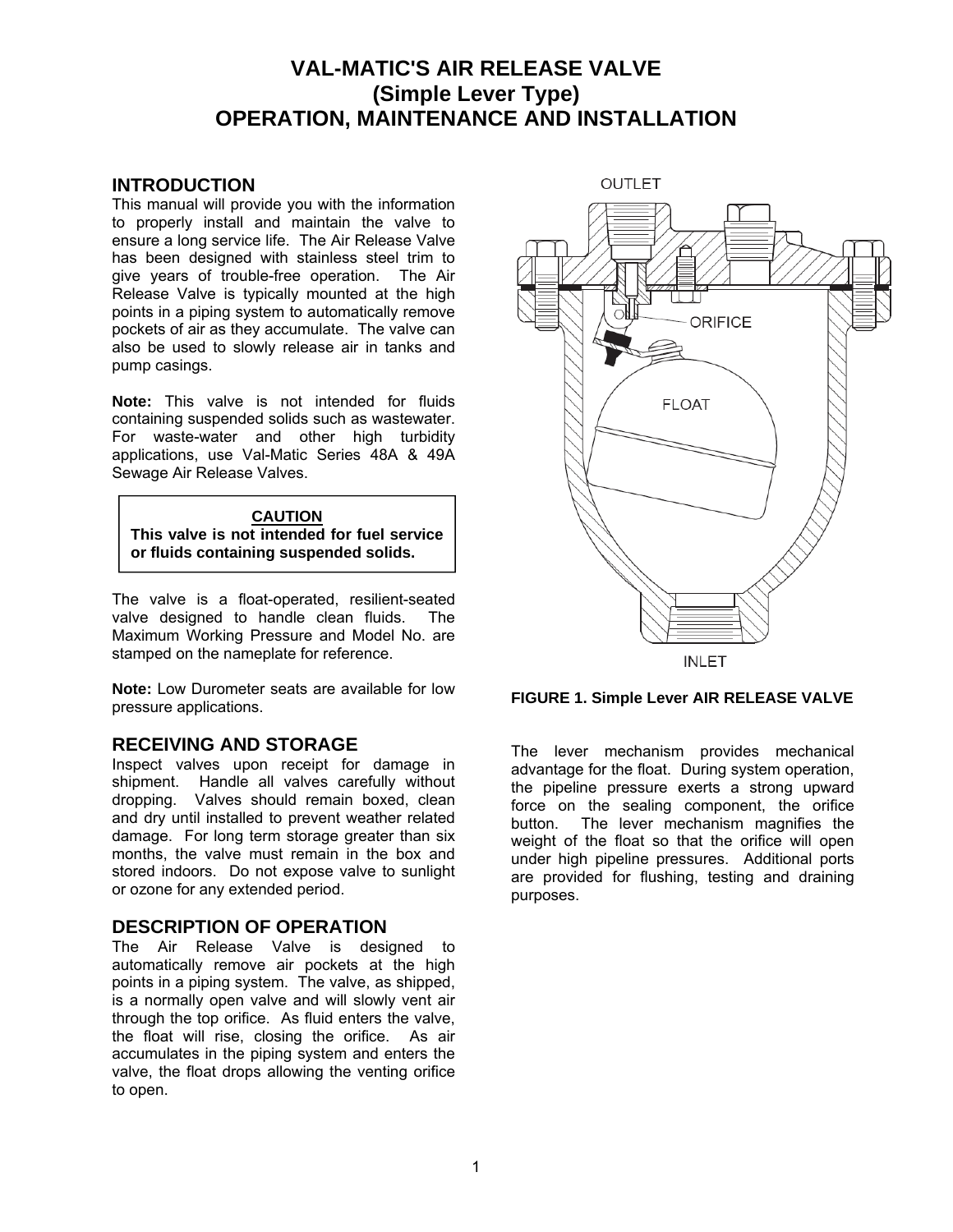// VAL-MATIC'S AIR RELEASE VALVE
// (Simple Lever Type)
// OPERATION, MAINTENANCE AND INSTALLATION

# VAL-MATIC'S AIR RELEASE VALVE (Simple Lever Type) OPERATION, MAINTENANCE AND INSTALLATION

## INTRODUCTION

This manual will provide you with the information to properly install and maintain the valve to ensure a long service life. The Air Release Valve has been designed with stainless steel trim to give years of trouble-free operation. The Air Release Valve is typically mounted at the high points in a piping system to automatically remove pockets of air as they accumulate. The valve can also be used to slowly release air in tanks and pump casings.

**Note:** This valve is not intended for fluids containing suspended solids such as wastewater. For waste-water and other high turbidity applications, use Val-Matic Series 48A & 49A Sewage Air Release Valves.

> **CAUTION**
> **This valve is not intended for fuel service or fluids containing suspended solids.**

The valve is a float-operated, resilient-seated valve designed to handle clean fluids. The Maximum Working Pressure and Model No. are stamped on the nameplate for reference.

**Note:** Low Durometer seats are available for low pressure applications.

## RECEIVING AND STORAGE

Inspect valves upon receipt for damage in shipment. Handle all valves carefully without dropping. Valves should remain boxed, clean and dry until installed to prevent weather related damage. For long term storage greater than six months, the valve must remain in the box and stored indoors. Do not expose valve to sunlight or ozone for any extended period.

## DESCRIPTION OF OPERATION

The Air Release Valve is designed to automatically remove air pockets at the high points in a piping system. The valve, as shipped, is a normally open valve and will slowly vent air through the top orifice. As fluid enters the valve, the float will rise, closing the orifice. As air accumulates in the piping system and enters the valve, the float drops allowing the venting orifice to open.

OUTLET

ORIFICE

FLOAT

INLET

**FIGURE 1. Simple Lever AIR RELEASE VALVE**

The lever mechanism provides mechanical advantage for the float. During system operation, the pipeline pressure exerts a strong upward force on the sealing component, the orifice button. The lever mechanism magnifies the weight of the float so that the orifice will open under high pipeline pressures. Additional ports are provided for flushing, testing and draining purposes.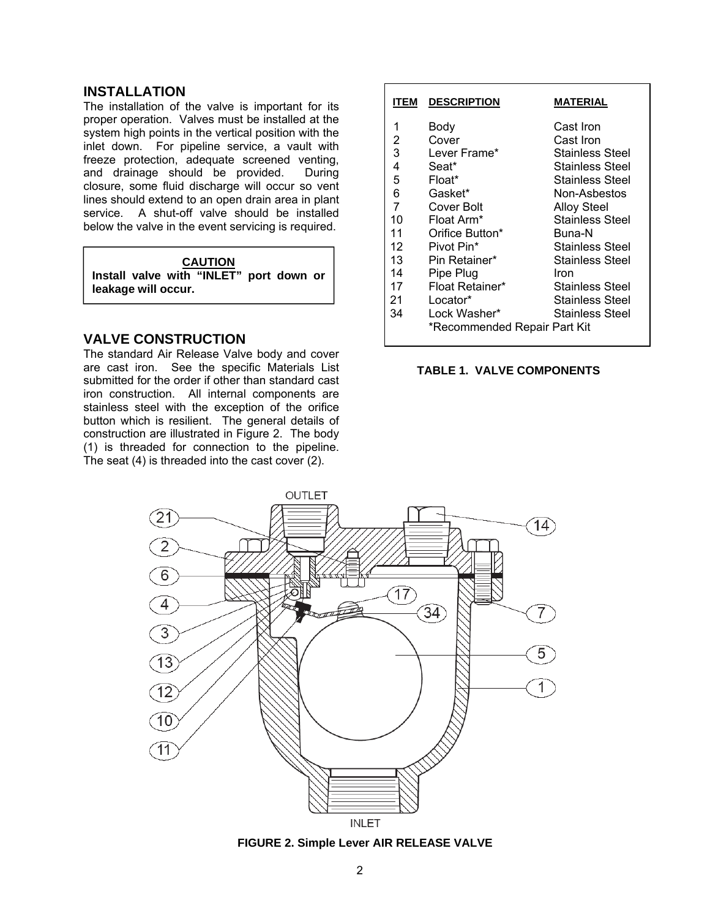## INSTALLATION

The installation of the valve is important for its proper operation. Valves must be installed at the system high points in the vertical position with the inlet down. For pipeline service, a vault with freeze protection, adequate screened venting, and drainage should be provided. During closure, some fluid discharge will occur so vent lines should extend to an open drain area in plant service. A shut-off valve should be installed below the valve in the event servicing is required.

**CAUTION**

**Install valve with "INLET" port down or leakage will occur.**

## VALVE CONSTRUCTION

The standard Air Release Valve body and cover are cast iron. See the specific Materials List submitted for the order if other than standard cast iron construction. All internal components are stainless steel with the exception of the orifice button which is resilient. The general details of construction are illustrated in Figure 2. The body (1) is threaded for connection to the pipeline. The seat (4) is threaded into the cast cover (2).

| ITEM | DESCRIPTION | MATERIAL |
|---|---|---|
| 1 | Body | Cast Iron |
| 2 | Cover | Cast Iron |
| 3 | Lever Frame* | Stainless Steel |
| 4 | Seat* | Stainless Steel |
| 5 | Float* | Stainless Steel |
| 6 | Gasket* | Non-Asbestos |
| 7 | Cover Bolt | Alloy Steel |
| 10 | Float Arm* | Stainless Steel |
| 11 | Orifice Button* | Buna-N |
| 12 | Pivot Pin* | Stainless Steel |
| 13 | Pin Retainer* | Stainless Steel |
| 14 | Pipe Plug | Iron |
| 17 | Float Retainer* | Stainless Steel |
| 21 | Locator* | Stainless Steel |
| 34 | Lock Washer* | Stainless Steel |
| | *Recommended Repair Part Kit | |

**TABLE 1. VALVE COMPONENTS**

**FIGURE 2. Simple Lever AIR RELEASE VALVE**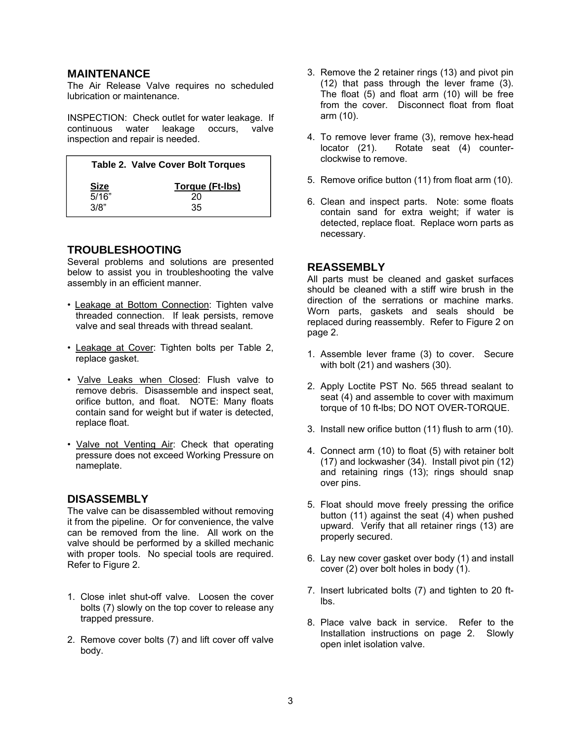## MAINTENANCE

The Air Release Valve requires no scheduled lubrication or maintenance.

INSPECTION: Check outlet for water leakage. If continuous water leakage occurs, valve inspection and repair is needed.

**Table 2. Valve Cover Bolt Torques**

| Size | Torque (Ft-lbs) |
|---|---|
| 5/16" | 20 |
| 3/8" | 35 |

## TROUBLESHOOTING

Several problems and solutions are presented below to assist you in troubleshooting the valve assembly in an efficient manner.

- Leakage at Bottom Connection: Tighten valve threaded connection. If leak persists, remove valve and seal threads with thread sealant.
- Leakage at Cover: Tighten bolts per Table 2, replace gasket.
- Valve Leaks when Closed: Flush valve to remove debris. Disassemble and inspect seat, orifice button, and float. NOTE: Many floats contain sand for weight but if water is detected, replace float.
- Valve not Venting Air: Check that operating pressure does not exceed Working Pressure on nameplate.

## DISASSEMBLY

The valve can be disassembled without removing it from the pipeline. Or for convenience, the valve can be removed from the line. All work on the valve should be performed by a skilled mechanic with proper tools. No special tools are required. Refer to Figure 2.

1. Close inlet shut-off valve. Loosen the cover bolts (7) slowly on the top cover to release any trapped pressure.
2. Remove cover bolts (7) and lift cover off valve body.
3. Remove the 2 retainer rings (13) and pivot pin (12) that pass through the lever frame (3). The float (5) and float arm (10) will be free from the cover. Disconnect float from float arm (10).
4. To remove lever frame (3), remove hex-head locator (21). Rotate seat (4) counter-clockwise to remove.
5. Remove orifice button (11) from float arm (10).
6. Clean and inspect parts. Note: some floats contain sand for extra weight; if water is detected, replace float. Replace worn parts as necessary.

## REASSEMBLY

All parts must be cleaned and gasket surfaces should be cleaned with a stiff wire brush in the direction of the serrations or machine marks. Worn parts, gaskets and seals should be replaced during reassembly. Refer to Figure 2 on page 2.

1. Assemble lever frame (3) to cover. Secure with bolt (21) and washers (30).
2. Apply Loctite PST No. 565 thread sealant to seat (4) and assemble to cover with maximum torque of 10 ft-lbs; DO NOT OVER-TORQUE.
3. Install new orifice button (11) flush to arm (10).
4. Connect arm (10) to float (5) with retainer bolt (17) and lockwasher (34). Install pivot pin (12) and retaining rings (13); rings should snap over pins.
5. Float should move freely pressing the orifice button (11) against the seat (4) when pushed upward. Verify that all retainer rings (13) are properly secured.
6. Lay new cover gasket over body (1) and install cover (2) over bolt holes in body (1).
7. Insert lubricated bolts (7) and tighten to 20 ft-lbs.
8. Place valve back in service. Refer to the Installation instructions on page 2. Slowly open inlet isolation valve.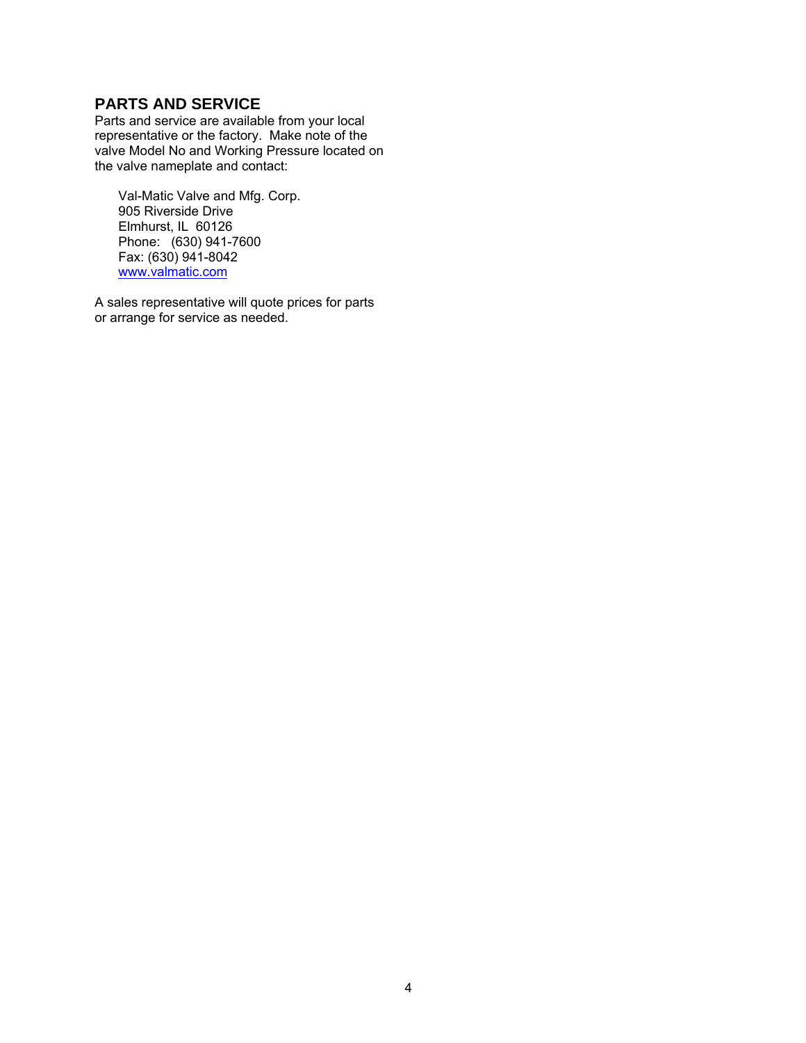## PARTS AND SERVICE

Parts and service are available from your local representative or the factory. Make note of the valve Model No and Working Pressure located on the valve nameplate and contact:

Val-Matic Valve and Mfg. Corp.
905 Riverside Drive
Elmhurst, IL 60126
Phone: (630) 941-7600
Fax: (630) 941-8042
www.valmatic.com

A sales representative will quote prices for parts or arrange for service as needed.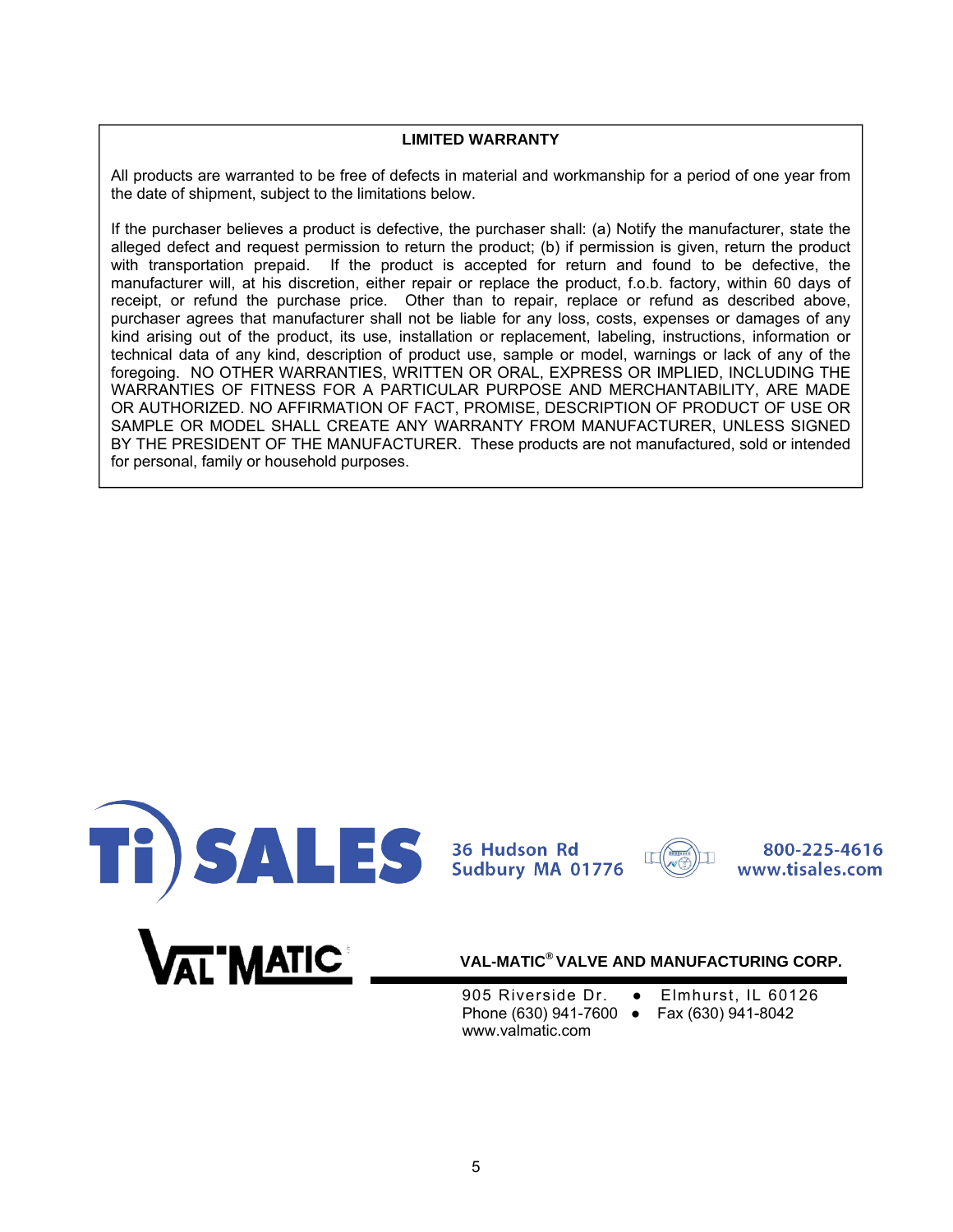**LIMITED WARRANTY**

All products are warranted to be free of defects in material and workmanship for a period of one year from the date of shipment, subject to the limitations below.

If the purchaser believes a product is defective, the purchaser shall: (a) Notify the manufacturer, state the alleged defect and request permission to return the product; (b) if permission is given, return the product with transportation prepaid. If the product is accepted for return and found to be defective, the manufacturer will, at his discretion, either repair or replace the product, f.o.b. factory, within 60 days of receipt, or refund the purchase price. Other than to repair, replace or refund as described above, purchaser agrees that manufacturer shall not be liable for any loss, costs, expenses or damages of any kind arising out of the product, its use, installation or replacement, labeling, instructions, information or technical data of any kind, description of product use, sample or model, warnings or lack of any of the foregoing. NO OTHER WARRANTIES, WRITTEN OR ORAL, EXPRESS OR IMPLIED, INCLUDING THE WARRANTIES OF FITNESS FOR A PARTICULAR PURPOSE AND MERCHANTABILITY, ARE MADE OR AUTHORIZED. NO AFFIRMATION OF FACT, PROMISE, DESCRIPTION OF PRODUCT OF USE OR SAMPLE OR MODEL SHALL CREATE ANY WARRANTY FROM MANUFACTURER, UNLESS SIGNED BY THE PRESIDENT OF THE MANUFACTURER. These products are not manufactured, sold or intended for personal, family or household purposes.

Ti SALES

36 Hudson Rd
Sudbury MA 01776

800-225-4616
www.tisales.com

VAL-MATIC

**VAL-MATIC® VALVE AND MANUFACTURING CORP.**

905 Riverside Dr. ● Elmhurst, IL 60126
Phone (630) 941-7600 ● Fax (630) 941-8042
www.valmatic.com